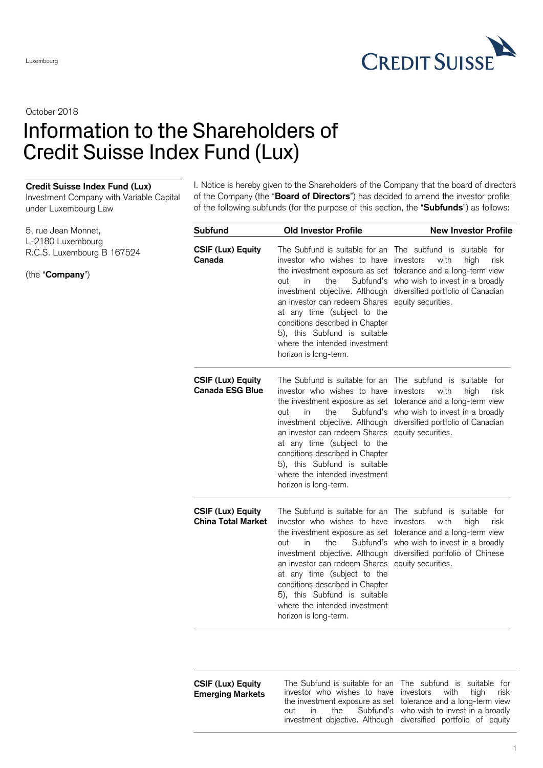Luxembourg

October 2018

# Information to the Shareholders of Credit Suisse Index Fund (Lux)

**Credit Suisse Index Fund (Lux)**
Investment Company with Variable Capital under Luxembourg Law

5, rue Jean Monnet,
L-2180 Luxembourg
R.C.S. Luxembourg B 167524

(the "**Company**")

I. Notice is hereby given to the Shareholders of the Company that the board of directors of the Company (the "**Board of Directors**") has decided to amend the investor profile of the following subfunds (for the purpose of this section, the "**Subfunds**") as follows:

| Subfund | Old Investor Profile | New Investor Profile |
|---|---|---|
| **CSIF (Lux) Equity Canada** | The Subfund is suitable for an investor who wishes to have the investment exposure as set out in the Subfund's investment objective. Although an investor can redeem Shares at any time (subject to the conditions described in Chapter 5), this Subfund is suitable where the intended investment horizon is long-term. | The subfund is suitable for investors with high risk tolerance and a long-term view who wish to invest in a broadly diversified portfolio of Canadian equity securities. |
| **CSIF (Lux) Equity Canada ESG Blue** | The Subfund is suitable for an investor who wishes to have the investment exposure as set out in the Subfund's investment objective. Although an investor can redeem Shares at any time (subject to the conditions described in Chapter 5), this Subfund is suitable where the intended investment horizon is long-term. | The subfund is suitable for investors with high risk tolerance and a long-term view who wish to invest in a broadly diversified portfolio of Canadian equity securities. |
| **CSIF (Lux) Equity China Total Market** | The Subfund is suitable for an investor who wishes to have the investment exposure as set out in the Subfund's investment objective. Although an investor can redeem Shares at any time (subject to the conditions described in Chapter 5), this Subfund is suitable where the intended investment horizon is long-term. | The subfund is suitable for investors with high risk tolerance and a long-term view who wish to invest in a broadly diversified portfolio of Chinese equity securities. |
| **CSIF (Lux) Equity Emerging Markets** | The Subfund is suitable for an investor who wishes to have the investment exposure as set out in the Subfund's investment objective. Although | The subfund is suitable for investors with high risk tolerance and a long-term view who wish to invest in a broadly diversified portfolio of equity |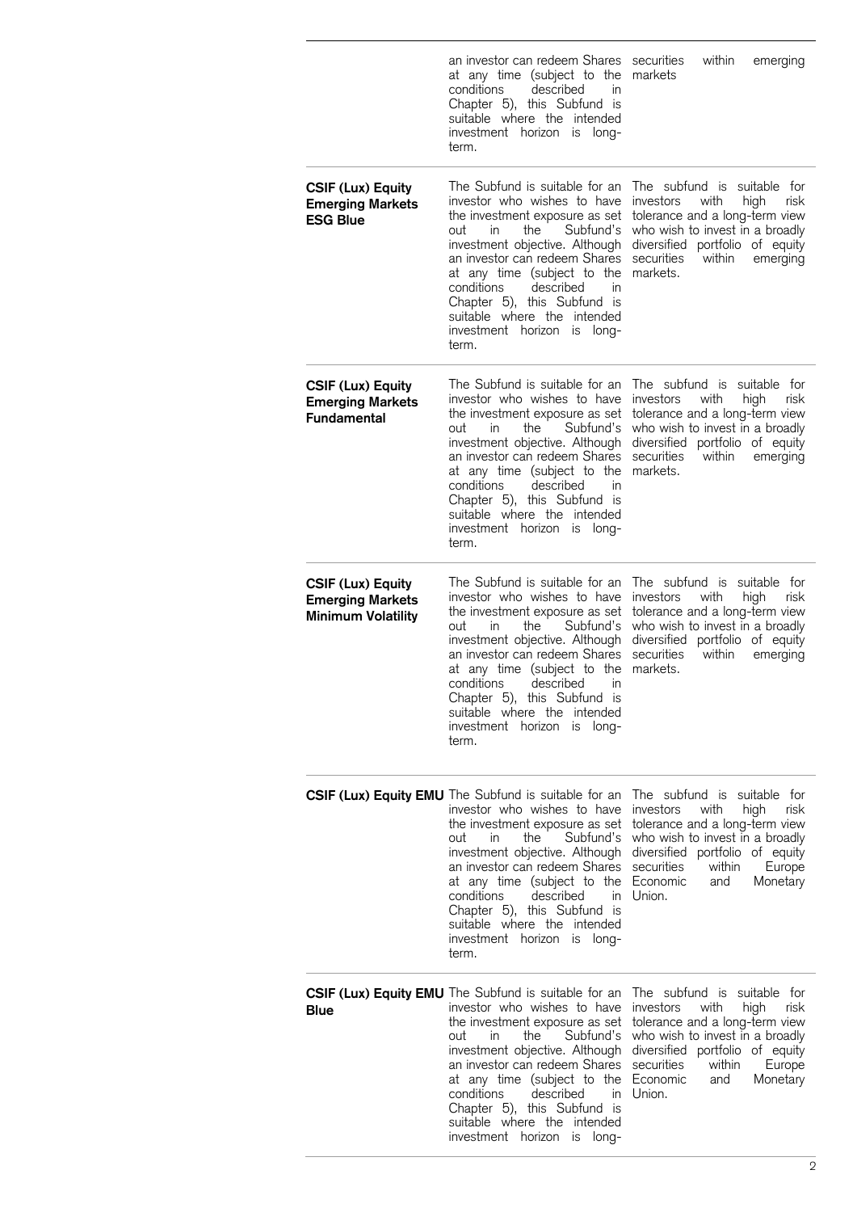| | | |
|---|---|---|
| | an investor can redeem Shares at any time (subject to the conditions described in Chapter 5), this Subfund is suitable where the intended investment horizon is long-term. | securities within emerging markets |
| **CSIF (Lux) Equity Emerging Markets ESG Blue** | The Subfund is suitable for an investor who wishes to have the investment exposure as set out in the Subfund's investment objective. Although an investor can redeem Shares at any time (subject to the conditions described in Chapter 5), this Subfund is suitable where the intended investment horizon is long-term. | The subfund is suitable for investors with high risk tolerance and a long-term view who wish to invest in a broadly diversified portfolio of equity securities within emerging markets. |
| **CSIF (Lux) Equity Emerging Markets Fundamental** | The Subfund is suitable for an investor who wishes to have the investment exposure as set out in the Subfund's investment objective. Although an investor can redeem Shares at any time (subject to the conditions described in Chapter 5), this Subfund is suitable where the intended investment horizon is long-term. | The subfund is suitable for investors with high risk tolerance and a long-term view who wish to invest in a broadly diversified portfolio of equity securities within emerging markets. |
| **CSIF (Lux) Equity Emerging Markets Minimum Volatility** | The Subfund is suitable for an investor who wishes to have the investment exposure as set out in the Subfund's investment objective. Although an investor can redeem Shares at any time (subject to the conditions described in Chapter 5), this Subfund is suitable where the intended investment horizon is long-term. | The subfund is suitable for investors with high risk tolerance and a long-term view who wish to invest in a broadly diversified portfolio of equity securities within emerging markets. |
| **CSIF (Lux) Equity EMU** | The Subfund is suitable for an investor who wishes to have the investment exposure as set out in the Subfund's investment objective. Although an investor can redeem Shares at any time (subject to the conditions described in Chapter 5), this Subfund is suitable where the intended investment horizon is long-term. | The subfund is suitable for investors with high risk tolerance and a long-term view who wish to invest in a broadly diversified portfolio of equity securities within Europe Economic and Monetary Union. |
| **CSIF (Lux) Equity EMU Blue** | The Subfund is suitable for an investor who wishes to have the investment exposure as set out in the Subfund's investment objective. Although an investor can redeem Shares at any time (subject to the conditions described in Chapter 5), this Subfund is suitable where the intended investment horizon is long- | The subfund is suitable for investors with high risk tolerance and a long-term view who wish to invest in a broadly diversified portfolio of equity securities within Europe Economic and Monetary Union. |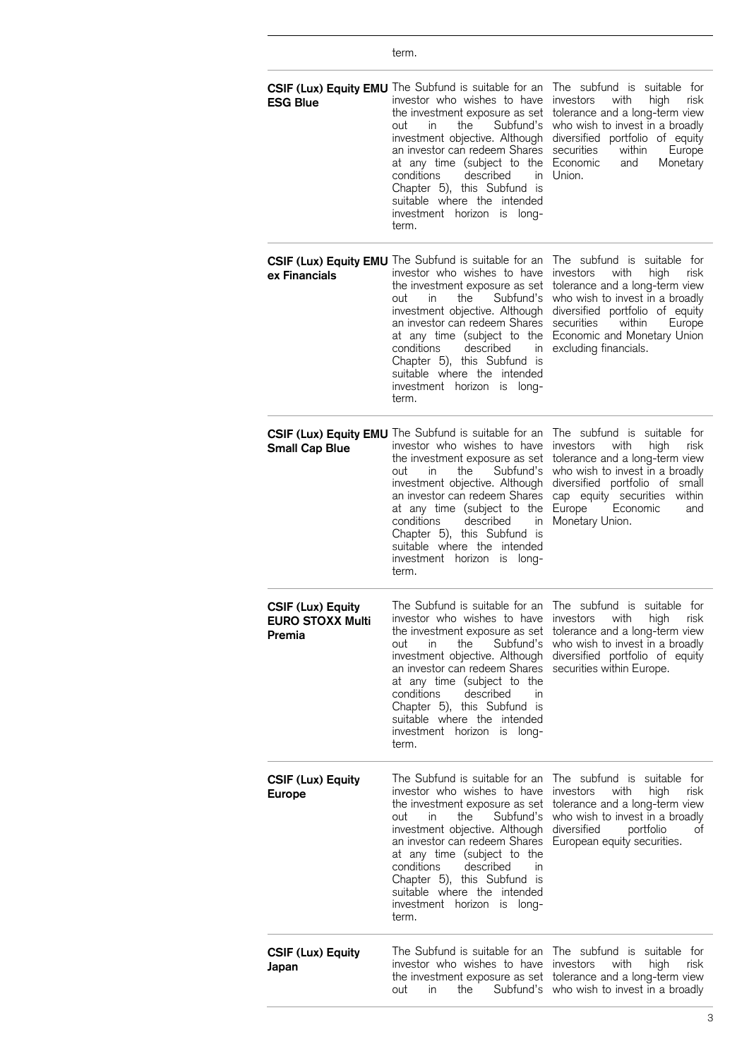| | | |
|---|---|---|
| | term. | |
| **CSIF (Lux) Equity EMU ESG Blue** | The Subfund is suitable for an investor who wishes to have the investment exposure as set out in the Subfund's investment objective. Although an investor can redeem Shares at any time (subject to the conditions described in Chapter 5), this Subfund is suitable where the intended investment horizon is long-term. | The subfund is suitable for investors with high risk tolerance and a long-term view who wish to invest in a broadly diversified portfolio of equity securities within Europe Economic and Monetary Union. |
| **CSIF (Lux) Equity EMU ex Financials** | The Subfund is suitable for an investor who wishes to have the investment exposure as set out in the Subfund's investment objective. Although an investor can redeem Shares at any time (subject to the conditions described in Chapter 5), this Subfund is suitable where the intended investment horizon is long-term. | The subfund is suitable for investors with high risk tolerance and a long-term view who wish to invest in a broadly diversified portfolio of equity securities within Europe Economic and Monetary Union excluding financials. |
| **CSIF (Lux) Equity EMU Small Cap Blue** | The Subfund is suitable for an investor who wishes to have the investment exposure as set out in the Subfund's investment objective. Although an investor can redeem Shares at any time (subject to the conditions described in Chapter 5), this Subfund is suitable where the intended investment horizon is long-term. | The subfund is suitable for investors with high risk tolerance and a long-term view who wish to invest in a broadly diversified portfolio of small cap equity securities within Europe Economic and Monetary Union. |
| **CSIF (Lux) Equity EURO STOXX Multi Premia** | The Subfund is suitable for an investor who wishes to have the investment exposure as set out in the Subfund's investment objective. Although an investor can redeem Shares at any time (subject to the conditions described in Chapter 5), this Subfund is suitable where the intended investment horizon is long-term. | The subfund is suitable for investors with high risk tolerance and a long-term view who wish to invest in a broadly diversified portfolio of equity securities within Europe. |
| **CSIF (Lux) Equity Europe** | The Subfund is suitable for an investor who wishes to have the investment exposure as set out in the Subfund's investment objective. Although an investor can redeem Shares at any time (subject to the conditions described in Chapter 5), this Subfund is suitable where the intended investment horizon is long-term. | The subfund is suitable for investors with high risk tolerance and a long-term view who wish to invest in a broadly diversified portfolio of European equity securities. |
| **CSIF (Lux) Equity Japan** | The Subfund is suitable for an investor who wishes to have the investment exposure as set out in the Subfund's | The subfund is suitable for investors with high risk tolerance and a long-term view who wish to invest in a broadly |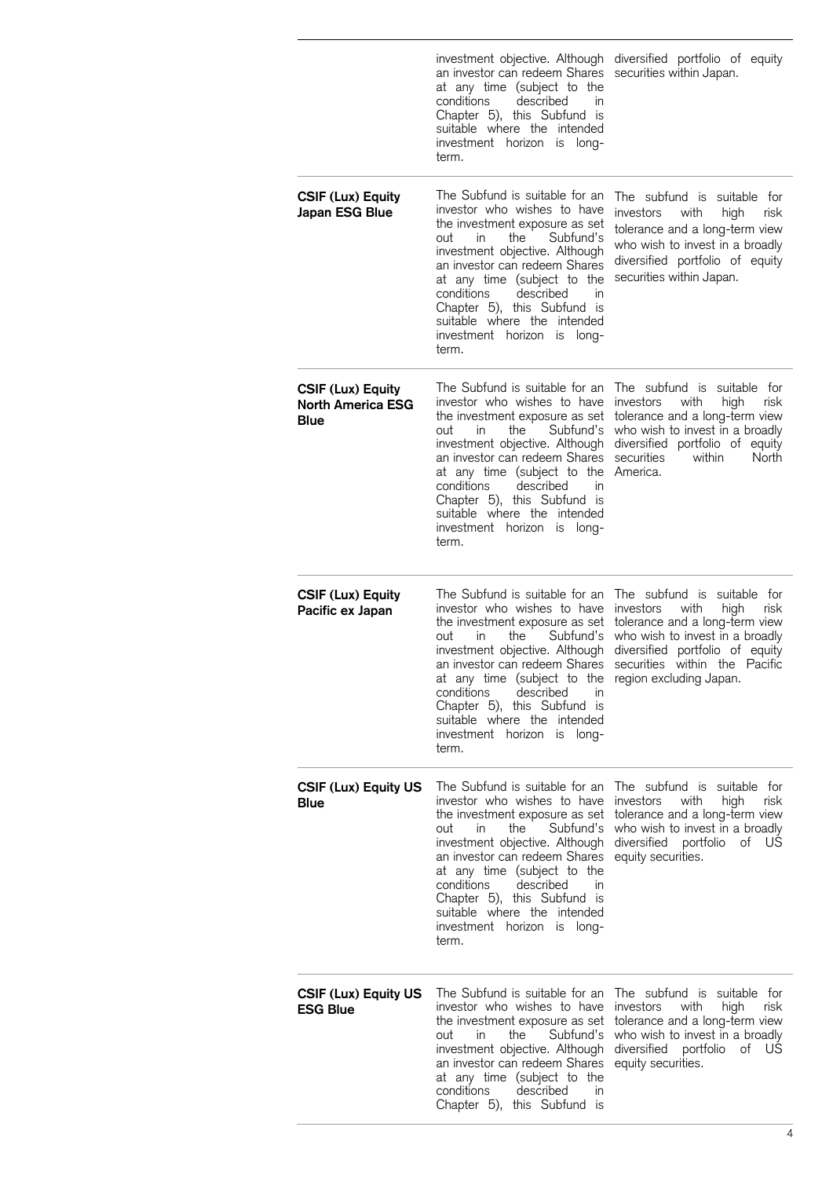| | | |
|---|---|---|
| | investment objective. Although an investor can redeem Shares at any time (subject to the conditions described in Chapter 5), this Subfund is suitable where the intended investment horizon is long-term. | diversified portfolio of equity securities within Japan. |
| **CSIF (Lux) Equity Japan ESG Blue** | The Subfund is suitable for an investor who wishes to have the investment exposure as set out in the Subfund's investment objective. Although an investor can redeem Shares at any time (subject to the conditions described in Chapter 5), this Subfund is suitable where the intended investment horizon is long-term. | The subfund is suitable for investors with high risk tolerance and a long-term view who wish to invest in a broadly diversified portfolio of equity securities within Japan. |
| **CSIF (Lux) Equity North America ESG Blue** | The Subfund is suitable for an investor who wishes to have the investment exposure as set out in the Subfund's investment objective. Although an investor can redeem Shares at any time (subject to the conditions described in Chapter 5), this Subfund is suitable where the intended investment horizon is long-term. | The subfund is suitable for investors with high risk tolerance and a long-term view who wish to invest in a broadly diversified portfolio of equity securities within North America. |
| **CSIF (Lux) Equity Pacific ex Japan** | The Subfund is suitable for an investor who wishes to have the investment exposure as set out in the Subfund's investment objective. Although an investor can redeem Shares at any time (subject to the conditions described in Chapter 5), this Subfund is suitable where the intended investment horizon is long-term. | The subfund is suitable for investors with high risk tolerance and a long-term view who wish to invest in a broadly diversified portfolio of equity securities within the Pacific region excluding Japan. |
| **CSIF (Lux) Equity US Blue** | The Subfund is suitable for an investor who wishes to have the investment exposure as set out in the Subfund's investment objective. Although an investor can redeem Shares at any time (subject to the conditions described in Chapter 5), this Subfund is suitable where the intended investment horizon is long-term. | The subfund is suitable for investors with high risk tolerance and a long-term view who wish to invest in a broadly diversified portfolio of US equity securities. |
| **CSIF (Lux) Equity US ESG Blue** | The Subfund is suitable for an investor who wishes to have the investment exposure as set out in the Subfund's investment objective. Although an investor can redeem Shares at any time (subject to the conditions described in Chapter 5), this Subfund is | The subfund is suitable for investors with high risk tolerance and a long-term view who wish to invest in a broadly diversified portfolio of US equity securities. |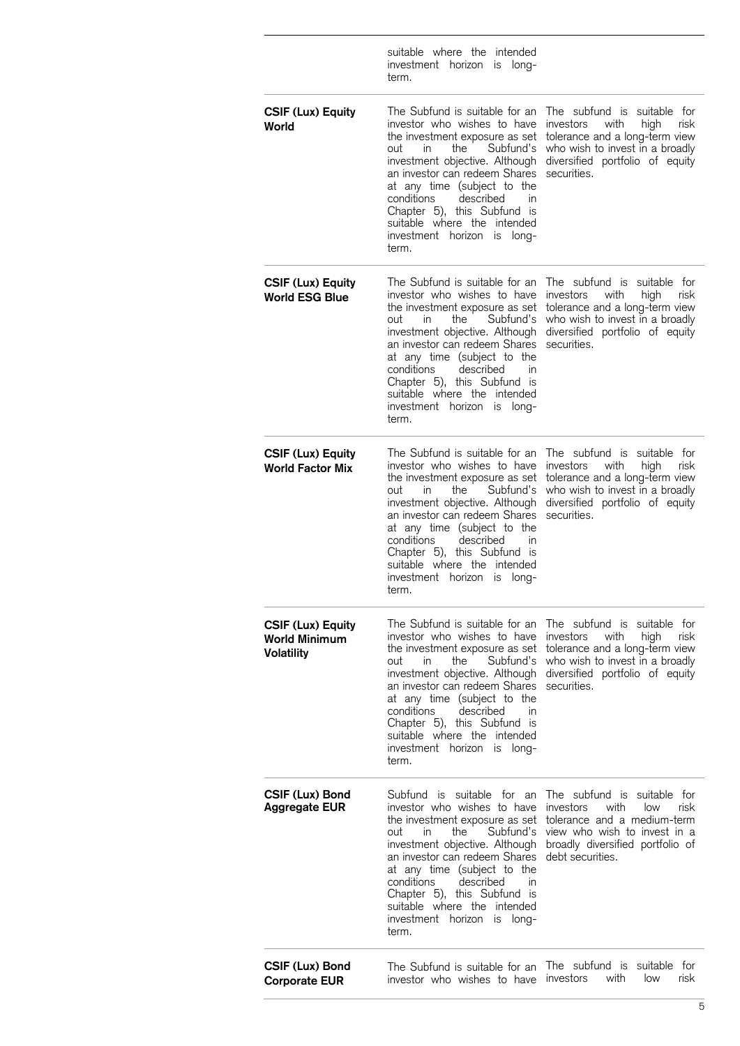| | | |
|---|---|---|
| | suitable where the intended investment horizon is long-term. | |
| **CSIF (Lux) Equity World** | The Subfund is suitable for an investor who wishes to have the investment exposure as set out in the Subfund's investment objective. Although an investor can redeem Shares at any time (subject to the conditions described in Chapter 5), this Subfund is suitable where the intended investment horizon is long-term. | The subfund is suitable for investors with high risk tolerance and a long-term view who wish to invest in a broadly diversified portfolio of equity securities. |
| **CSIF (Lux) Equity World ESG Blue** | The Subfund is suitable for an investor who wishes to have the investment exposure as set out in the Subfund's investment objective. Although an investor can redeem Shares at any time (subject to the conditions described in Chapter 5), this Subfund is suitable where the intended investment horizon is long-term. | The subfund is suitable for investors with high risk tolerance and a long-term view who wish to invest in a broadly diversified portfolio of equity securities. |
| **CSIF (Lux) Equity World Factor Mix** | The Subfund is suitable for an investor who wishes to have the investment exposure as set out in the Subfund's investment objective. Although an investor can redeem Shares at any time (subject to the conditions described in Chapter 5), this Subfund is suitable where the intended investment horizon is long-term. | The subfund is suitable for investors with high risk tolerance and a long-term view who wish to invest in a broadly diversified portfolio of equity securities. |
| **CSIF (Lux) Equity World Minimum Volatility** | The Subfund is suitable for an investor who wishes to have the investment exposure as set out in the Subfund's investment objective. Although an investor can redeem Shares at any time (subject to the conditions described in Chapter 5), this Subfund is suitable where the intended investment horizon is long-term. | The subfund is suitable for investors with high risk tolerance and a long-term view who wish to invest in a broadly diversified portfolio of equity securities. |
| **CSIF (Lux) Bond Aggregate EUR** | Subfund is suitable for an investor who wishes to have the investment exposure as set out in the Subfund's investment objective. Although an investor can redeem Shares at any time (subject to the conditions described in Chapter 5), this Subfund is suitable where the intended investment horizon is long-term. | The subfund is suitable for investors with low risk tolerance and a medium-term view who wish to invest in a broadly diversified portfolio of debt securities. |
| **CSIF (Lux) Bond Corporate EUR** | The Subfund is suitable for an investor who wishes to have | The subfund is suitable for investors with low risk |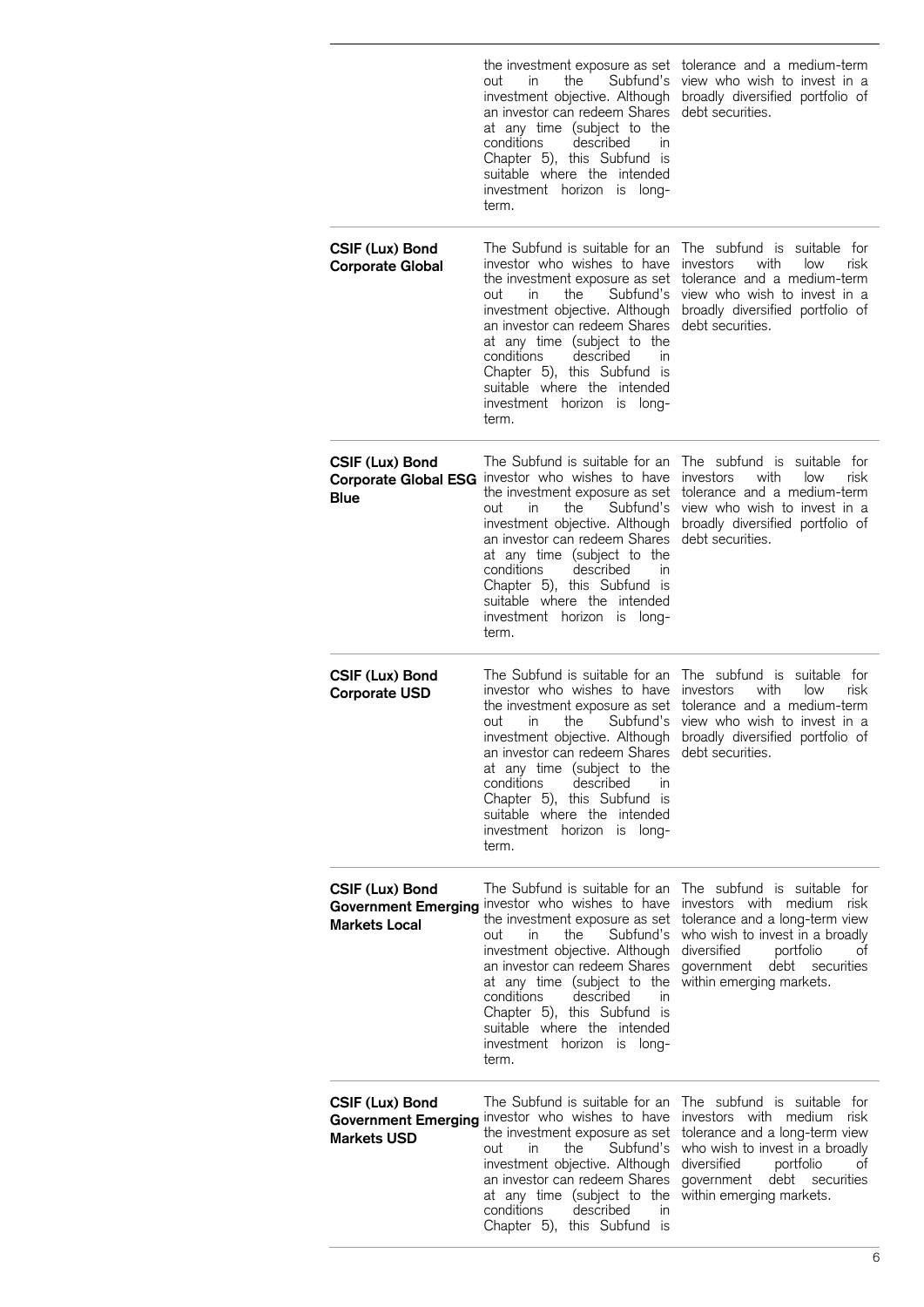| | | |
|---|---|---|
| | the investment exposure as set out in the Subfund's investment objective. Although an investor can redeem Shares at any time (subject to the conditions described in Chapter 5), this Subfund is suitable where the intended investment horizon is long-term. | tolerance and a medium-term view who wish to invest in a broadly diversified portfolio of debt securities. |
| **CSIF (Lux) Bond Corporate Global** | The Subfund is suitable for an investor who wishes to have the investment exposure as set out in the Subfund's investment objective. Although an investor can redeem Shares at any time (subject to the conditions described in Chapter 5), this Subfund is suitable where the intended investment horizon is long-term. | The subfund is suitable for investors with low risk tolerance and a medium-term view who wish to invest in a broadly diversified portfolio of debt securities. |
| **CSIF (Lux) Bond Corporate Global ESG Blue** | The Subfund is suitable for an investor who wishes to have the investment exposure as set out in the Subfund's investment objective. Although an investor can redeem Shares at any time (subject to the conditions described in Chapter 5), this Subfund is suitable where the intended investment horizon is long-term. | The subfund is suitable for investors with low risk tolerance and a medium-term view who wish to invest in a broadly diversified portfolio of debt securities. |
| **CSIF (Lux) Bond Corporate USD** | The Subfund is suitable for an investor who wishes to have the investment exposure as set out in the Subfund's investment objective. Although an investor can redeem Shares at any time (subject to the conditions described in Chapter 5), this Subfund is suitable where the intended investment horizon is long-term. | The subfund is suitable for investors with low risk tolerance and a medium-term view who wish to invest in a broadly diversified portfolio of debt securities. |
| **CSIF (Lux) Bond Government Emerging Markets Local** | The Subfund is suitable for an investor who wishes to have the investment exposure as set out in the Subfund's investment objective. Although an investor can redeem Shares at any time (subject to the conditions described in Chapter 5), this Subfund is suitable where the intended investment horizon is long-term. | The subfund is suitable for investors with medium risk tolerance and a long-term view who wish to invest in a broadly diversified portfolio of government debt securities within emerging markets. |
| **CSIF (Lux) Bond Government Emerging Markets USD** | The Subfund is suitable for an investor who wishes to have the investment exposure as set out in the Subfund's investment objective. Although an investor can redeem Shares at any time (subject to the conditions described in Chapter 5), this Subfund is | The subfund is suitable for investors with medium risk tolerance and a long-term view who wish to invest in a broadly diversified portfolio of government debt securities within emerging markets. |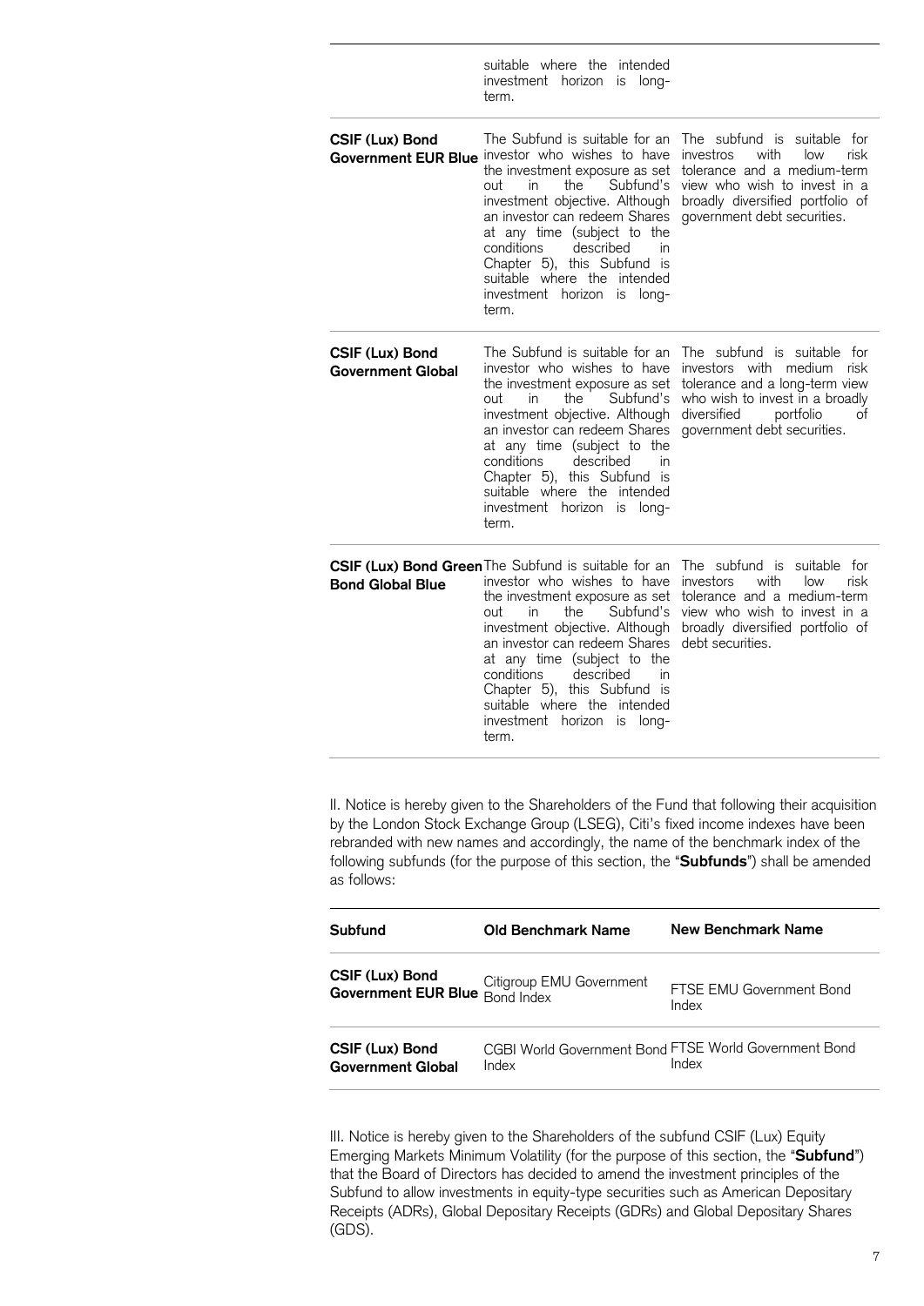| | | |
|---|---|---|
| | suitable where the intended investment horizon is long-term. | |
| **CSIF (Lux) Bond Government EUR Blue** | The Subfund is suitable for an investor who wishes to have the investment exposure as set out in the Subfund's investment objective. Although an investor can redeem Shares at any time (subject to the conditions described in Chapter 5), this Subfund is suitable where the intended investment horizon is long-term. | The subfund is suitable for investros with low risk tolerance and a medium-term view who wish to invest in a broadly diversified portfolio of government debt securities. |
| **CSIF (Lux) Bond Government Global** | The Subfund is suitable for an investor who wishes to have the investment exposure as set out in the Subfund's investment objective. Although an investor can redeem Shares at any time (subject to the conditions described in Chapter 5), this Subfund is suitable where the intended investment horizon is long-term. | The subfund is suitable for investors with medium risk tolerance and a long-term view who wish to invest in a broadly diversified portfolio of government debt securities. |
| **CSIF (Lux) Bond Green Bond Global Blue** | The Subfund is suitable for an investor who wishes to have the investment exposure as set out in the Subfund's investment objective. Although an investor can redeem Shares at any time (subject to the conditions described in Chapter 5), this Subfund is suitable where the intended investment horizon is long-term. | The subfund is suitable for investors with low risk tolerance and a medium-term view who wish to invest in a broadly diversified portfolio of debt securities. |

II. Notice is hereby given to the Shareholders of the Fund that following their acquisition by the London Stock Exchange Group (LSEG), Citi's fixed income indexes have been rebranded with new names and accordingly, the name of the benchmark index of the following subfunds (for the purpose of this section, the "**Subfunds**") shall be amended as follows:

| Subfund | Old Benchmark Name | New Benchmark Name |
|---|---|---|
| **CSIF (Lux) Bond Government EUR Blue** | Citigroup EMU Government Bond Index | FTSE EMU Government Bond Index |
| **CSIF (Lux) Bond Government Global** | CGBI World Government Bond Index | FTSE World Government Bond Index |

III. Notice is hereby given to the Shareholders of the subfund CSIF (Lux) Equity Emerging Markets Minimum Volatility (for the purpose of this section, the "**Subfund**") that the Board of Directors has decided to amend the investment principles of the Subfund to allow investments in equity-type securities such as American Depositary Receipts (ADRs), Global Depositary Receipts (GDRs) and Global Depositary Shares (GDS).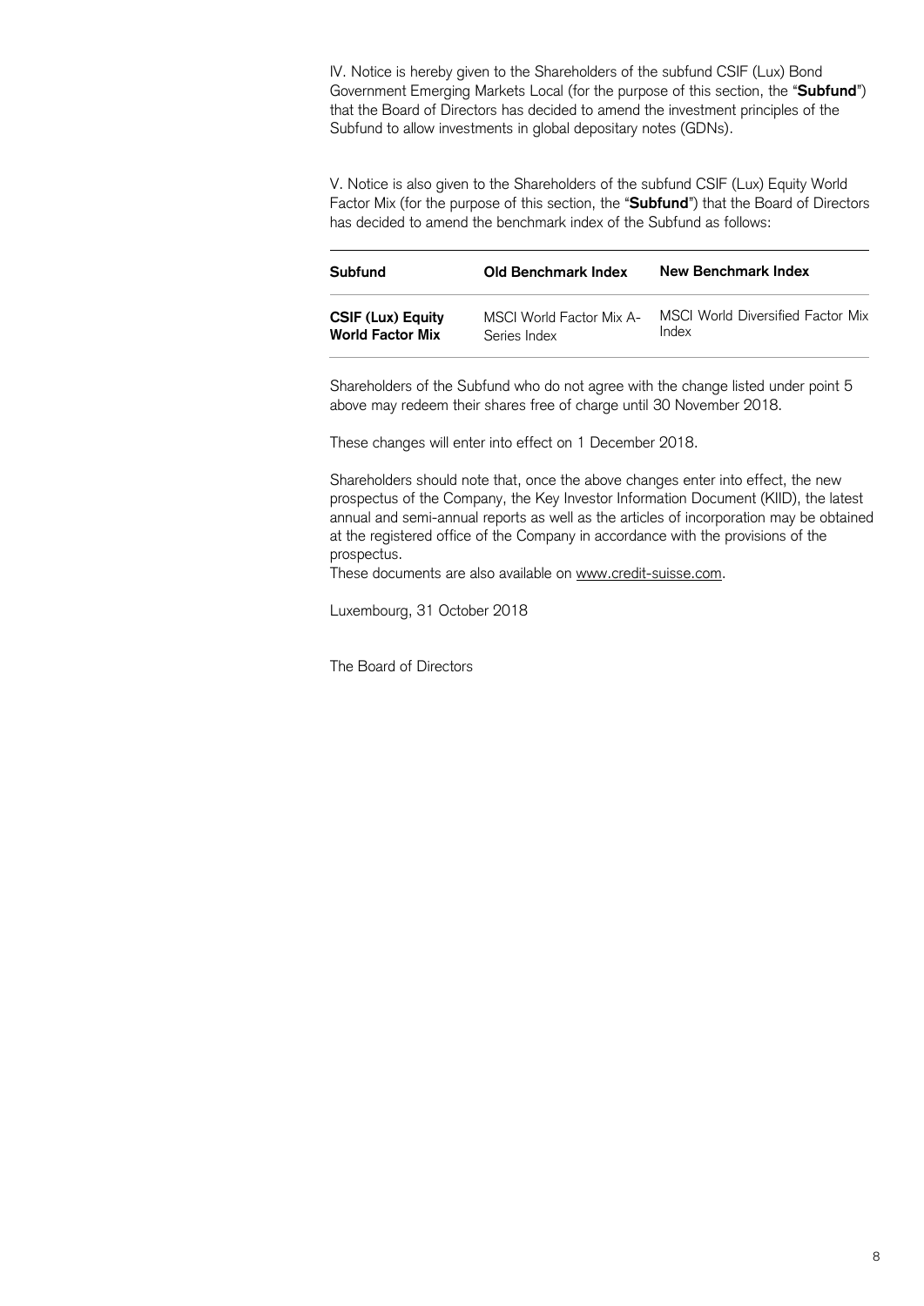IV. Notice is hereby given to the Shareholders of the subfund CSIF (Lux) Bond Government Emerging Markets Local (for the purpose of this section, the "**Subfund**") that the Board of Directors has decided to amend the investment principles of the Subfund to allow investments in global depositary notes (GDNs).

V. Notice is also given to the Shareholders of the subfund CSIF (Lux) Equity World Factor Mix (for the purpose of this section, the "**Subfund**") that the Board of Directors has decided to amend the benchmark index of the Subfund as follows:

| Subfund | Old Benchmark Index | New Benchmark Index |
|---|---|---|
| **CSIF (Lux) Equity World Factor Mix** | MSCI World Factor Mix A-Series Index | MSCI World Diversified Factor Mix Index |

Shareholders of the Subfund who do not agree with the change listed under point 5 above may redeem their shares free of charge until 30 November 2018.

These changes will enter into effect on 1 December 2018.

Shareholders should note that, once the above changes enter into effect, the new prospectus of the Company, the Key Investor Information Document (KIID), the latest annual and semi-annual reports as well as the articles of incorporation may be obtained at the registered office of the Company in accordance with the provisions of the prospectus.
These documents are also available on www.credit-suisse.com.

Luxembourg, 31 October 2018

The Board of Directors